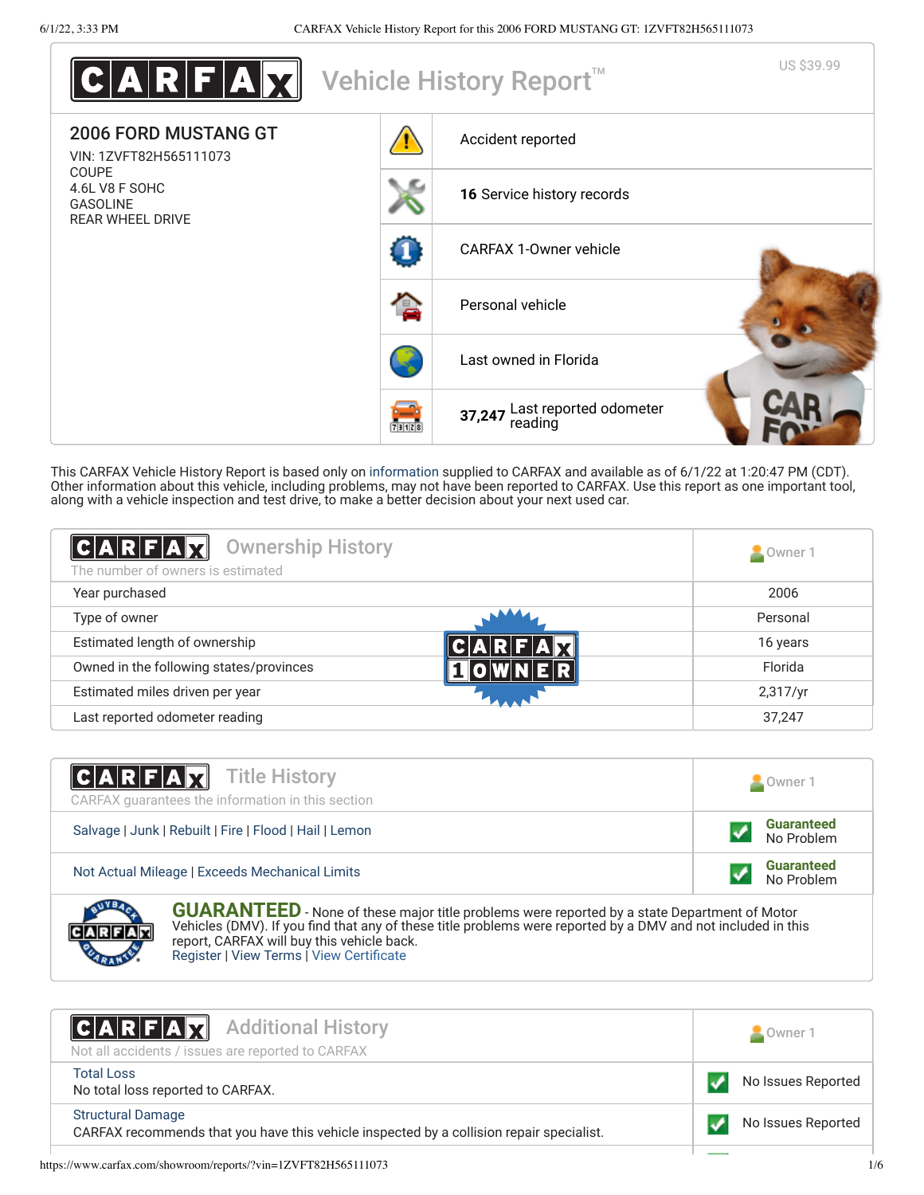# CARFAX Vehicle History Report™

US $39.99

## 2006 FORD MUSTANG GT

VIN: 1ZVFT82H565111073
COUPE
4.6L V8 F SOHC
GASOLINE
REAR WHEEL DRIVE

- Accident reported
- **16** Service history records
- CARFAX 1-Owner vehicle
- Personal vehicle
- Last owned in Florida
- **37,247** Last reported odometer reading

This CARFAX Vehicle History Report is based only on information supplied to CARFAX and available as of 6/1/22 at 1:20:47 PM (CDT). Other information about this vehicle, including problems, may not have been reported to CARFAX. Use this report as one important tool, along with a vehicle inspection and test drive, to make a better decision about your next used car.

## Ownership History

The number of owners is estimated

| | Owner 1 |
|---|---|
| Year purchased | 2006 |
| Type of owner | Personal |
| Estimated length of ownership | 16 years |
| Owned in the following states/provinces | Florida |
| Estimated miles driven per year | 2,317/yr |
| Last reported odometer reading | 37,247 |

## Title History

CARFAX guarantees the information in this section

| | Owner 1 |
|---|---|
| Salvage \| Junk \| Rebuilt \| Fire \| Flood \| Hail \| Lemon | Guaranteed No Problem |
| Not Actual Mileage \| Exceeds Mechanical Limits | Guaranteed No Problem |

**GUARANTEED** - None of these major title problems were reported by a state Department of Motor Vehicles (DMV). If you find that any of these title problems were reported by a DMV and not included in this report, CARFAX will buy this vehicle back.
Register | View Terms | View Certificate

## Additional History

Not all accidents / issues are reported to CARFAX

| | Owner 1 |
|---|---|
| Total Loss<br>No total loss reported to CARFAX. | No Issues Reported |
| Structural Damage<br>CARFAX recommends that you have this vehicle inspected by a collision repair specialist. | No Issues Reported |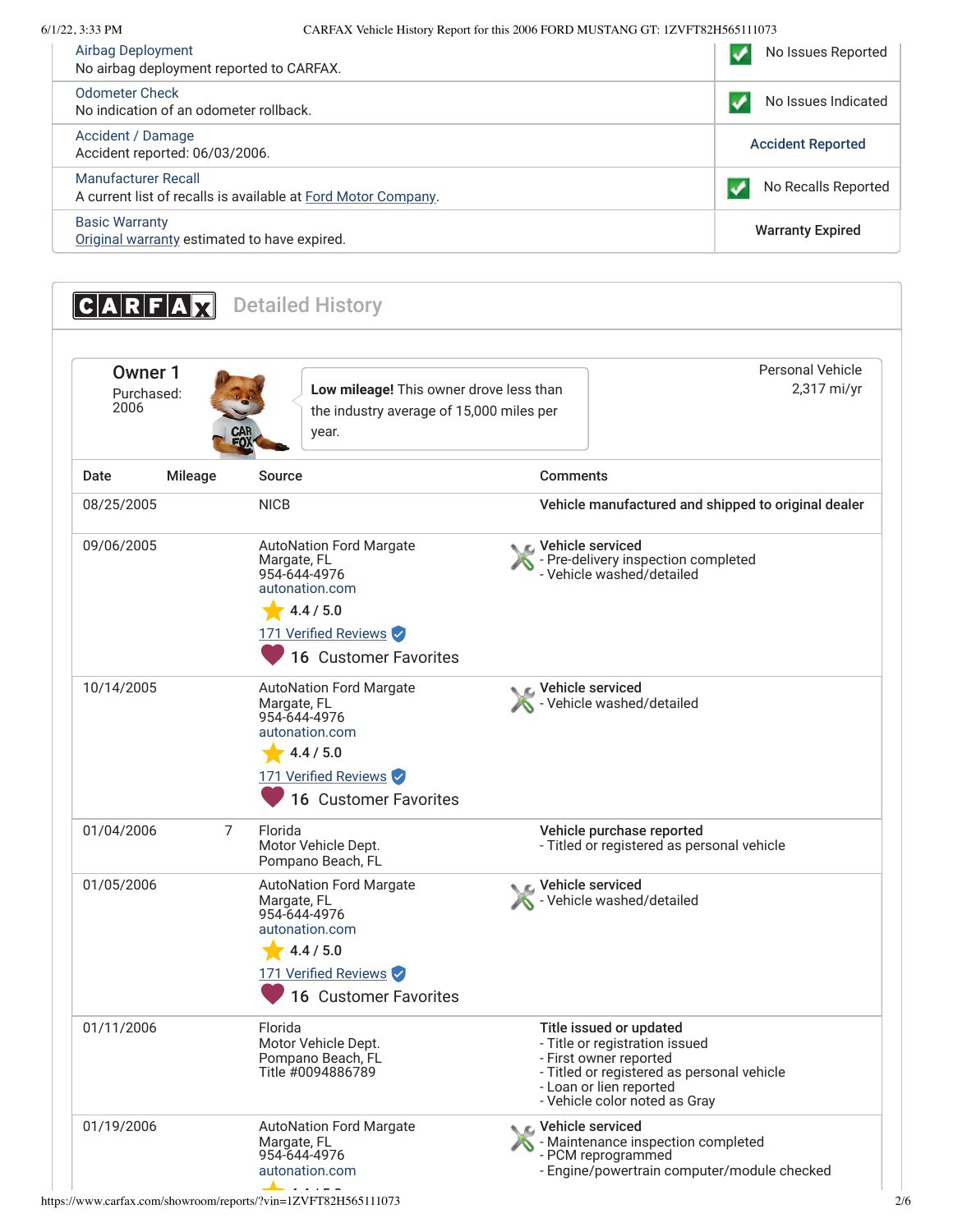| | |
|---|---|
| Airbag Deployment<br>No airbag deployment reported to CARFAX. | No Issues Reported |
| Odometer Check<br>No indication of an odometer rollback. | No Issues Indicated |
| Accident / Damage<br>Accident reported: 06/03/2006. | Accident Reported |
| Manufacturer Recall<br>A current list of recalls is available at Ford Motor Company. | No Recalls Reported |
| Basic Warranty<br>Original warranty estimated to have expired. | Warranty Expired |

## CARFAX Detailed History

**Owner 1**
Purchased: 2006

**Low mileage!** This owner drove less than the industry average of 15,000 miles per year.

Personal Vehicle
2,317 mi/yr

| Date | Mileage | Source | Comments |
|---|---|---|---|
| 08/25/2005 | | NICB | **Vehicle manufactured and shipped to original dealer** |
| 09/06/2005 | | AutoNation Ford Margate<br>Margate, FL<br>954-644-4976<br>autonation.com<br>4.4 / 5.0<br>171 Verified Reviews<br>16 Customer Favorites | **Vehicle serviced**<br>- Pre-delivery inspection completed<br>- Vehicle washed/detailed |
| 10/14/2005 | | AutoNation Ford Margate<br>Margate, FL<br>954-644-4976<br>autonation.com<br>4.4 / 5.0<br>171 Verified Reviews<br>16 Customer Favorites | **Vehicle serviced**<br>- Vehicle washed/detailed |
| 01/04/2006 | 7 | Florida<br>Motor Vehicle Dept.<br>Pompano Beach, FL | **Vehicle purchase reported**<br>- Titled or registered as personal vehicle |
| 01/05/2006 | | AutoNation Ford Margate<br>Margate, FL<br>954-644-4976<br>autonation.com<br>4.4 / 5.0<br>171 Verified Reviews<br>16 Customer Favorites | **Vehicle serviced**<br>- Vehicle washed/detailed |
| 01/11/2006 | | Florida<br>Motor Vehicle Dept.<br>Pompano Beach, FL<br>Title #0094886789 | **Title issued or updated**<br>- Title or registration issued<br>- First owner reported<br>- Titled or registered as personal vehicle<br>- Loan or lien reported<br>- Vehicle color noted as Gray |
| 01/19/2006 | | AutoNation Ford Margate<br>Margate, FL<br>954-644-4976<br>autonation.com | **Vehicle serviced**<br>- Maintenance inspection completed<br>- PCM reprogrammed<br>- Engine/powertrain computer/module checked |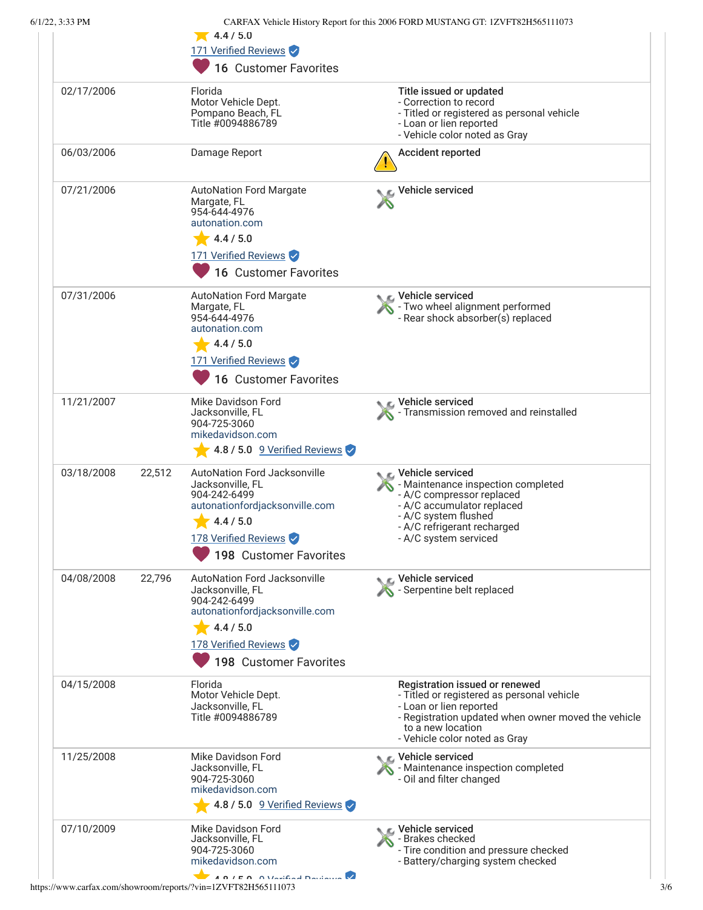| | | | |
|---|---|---|---|
| | | 4.4 / 5.0<br>171 Verified Reviews<br>16 Customer Favorites | |
| 02/17/2006 | | Florida<br>Motor Vehicle Dept.<br>Pompano Beach, FL<br>Title #0094886789 | **Title issued or updated**<br>- Correction to record<br>- Titled or registered as personal vehicle<br>- Loan or lien reported<br>- Vehicle color noted as Gray |
| 06/03/2006 | | Damage Report | **Accident reported** |
| 07/21/2006 | | AutoNation Ford Margate<br>Margate, FL<br>954-644-4976<br>autonation.com<br>4.4 / 5.0<br>171 Verified Reviews<br>16 Customer Favorites | **Vehicle serviced** |
| 07/31/2006 | | AutoNation Ford Margate<br>Margate, FL<br>954-644-4976<br>autonation.com<br>4.4 / 5.0<br>171 Verified Reviews<br>16 Customer Favorites | **Vehicle serviced**<br>- Two wheel alignment performed<br>- Rear shock absorber(s) replaced |
| 11/21/2007 | | Mike Davidson Ford<br>Jacksonville, FL<br>904-725-3060<br>mikedavidson.com<br>4.8 / 5.0 9 Verified Reviews | **Vehicle serviced**<br>- Transmission removed and reinstalled |
| 03/18/2008 | 22,512 | AutoNation Ford Jacksonville<br>Jacksonville, FL<br>904-242-6499<br>autonationfordjacksonville.com<br>4.4 / 5.0<br>178 Verified Reviews<br>198 Customer Favorites | **Vehicle serviced**<br>- Maintenance inspection completed<br>- A/C compressor replaced<br>- A/C accumulator replaced<br>- A/C system flushed<br>- A/C refrigerant recharged<br>- A/C system serviced |
| 04/08/2008 | 22,796 | AutoNation Ford Jacksonville<br>Jacksonville, FL<br>904-242-6499<br>autonationfordjacksonville.com<br>4.4 / 5.0<br>178 Verified Reviews<br>198 Customer Favorites | **Vehicle serviced**<br>- Serpentine belt replaced |
| 04/15/2008 | | Florida<br>Motor Vehicle Dept.<br>Jacksonville, FL<br>Title #0094886789 | **Registration issued or renewed**<br>- Titled or registered as personal vehicle<br>- Loan or lien reported<br>- Registration updated when owner moved the vehicle to a new location<br>- Vehicle color noted as Gray |
| 11/25/2008 | | Mike Davidson Ford<br>Jacksonville, FL<br>904-725-3060<br>mikedavidson.com<br>4.8 / 5.0 9 Verified Reviews | **Vehicle serviced**<br>- Maintenance inspection completed<br>- Oil and filter changed |
| 07/10/2009 | | Mike Davidson Ford<br>Jacksonville, FL<br>904-725-3060<br>mikedavidson.com<br>4.8 / 5.0 9 Verified Reviews | **Vehicle serviced**<br>- Brakes checked<br>- Tire condition and pressure checked<br>- Battery/charging system checked |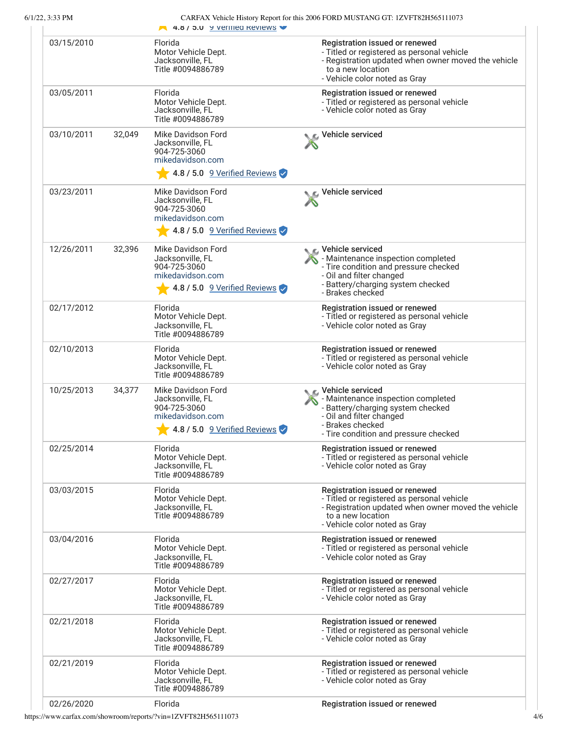| Date | Mileage | Source | Comments |
|---|---|---|---|
| | | 4.8 / 5.0 9 Verified Reviews | |
| 03/15/2010 | | Florida<br>Motor Vehicle Dept.<br>Jacksonville, FL<br>Title #0094886789 | **Registration issued or renewed**<br>- Titled or registered as personal vehicle<br>- Registration updated when owner moved the vehicle to a new location<br>- Vehicle color noted as Gray |
| 03/05/2011 | | Florida<br>Motor Vehicle Dept.<br>Jacksonville, FL<br>Title #0094886789 | **Registration issued or renewed**<br>- Titled or registered as personal vehicle<br>- Vehicle color noted as Gray |
| 03/10/2011 | 32,049 | Mike Davidson Ford<br>Jacksonville, FL<br>904-725-3060<br>mikedavidson.com<br>4.8 / 5.0 9 Verified Reviews | **Vehicle serviced** |
| 03/23/2011 | | Mike Davidson Ford<br>Jacksonville, FL<br>904-725-3060<br>mikedavidson.com<br>4.8 / 5.0 9 Verified Reviews | **Vehicle serviced** |
| 12/26/2011 | 32,396 | Mike Davidson Ford<br>Jacksonville, FL<br>904-725-3060<br>mikedavidson.com<br>4.8 / 5.0 9 Verified Reviews | **Vehicle serviced**<br>- Maintenance inspection completed<br>- Tire condition and pressure checked<br>- Oil and filter changed<br>- Battery/charging system checked<br>- Brakes checked |
| 02/17/2012 | | Florida<br>Motor Vehicle Dept.<br>Jacksonville, FL<br>Title #0094886789 | **Registration issued or renewed**<br>- Titled or registered as personal vehicle<br>- Vehicle color noted as Gray |
| 02/10/2013 | | Florida<br>Motor Vehicle Dept.<br>Jacksonville, FL<br>Title #0094886789 | **Registration issued or renewed**<br>- Titled or registered as personal vehicle<br>- Vehicle color noted as Gray |
| 10/25/2013 | 34,377 | Mike Davidson Ford<br>Jacksonville, FL<br>904-725-3060<br>mikedavidson.com<br>4.8 / 5.0 9 Verified Reviews | **Vehicle serviced**<br>- Maintenance inspection completed<br>- Battery/charging system checked<br>- Oil and filter changed<br>- Brakes checked<br>- Tire condition and pressure checked |
| 02/25/2014 | | Florida<br>Motor Vehicle Dept.<br>Jacksonville, FL<br>Title #0094886789 | **Registration issued or renewed**<br>- Titled or registered as personal vehicle<br>- Vehicle color noted as Gray |
| 03/03/2015 | | Florida<br>Motor Vehicle Dept.<br>Jacksonville, FL<br>Title #0094886789 | **Registration issued or renewed**<br>- Titled or registered as personal vehicle<br>- Registration updated when owner moved the vehicle to a new location<br>- Vehicle color noted as Gray |
| 03/04/2016 | | Florida<br>Motor Vehicle Dept.<br>Jacksonville, FL<br>Title #0094886789 | **Registration issued or renewed**<br>- Titled or registered as personal vehicle<br>- Vehicle color noted as Gray |
| 02/27/2017 | | Florida<br>Motor Vehicle Dept.<br>Jacksonville, FL<br>Title #0094886789 | **Registration issued or renewed**<br>- Titled or registered as personal vehicle<br>- Vehicle color noted as Gray |
| 02/21/2018 | | Florida<br>Motor Vehicle Dept.<br>Jacksonville, FL<br>Title #0094886789 | **Registration issued or renewed**<br>- Titled or registered as personal vehicle<br>- Vehicle color noted as Gray |
| 02/21/2019 | | Florida<br>Motor Vehicle Dept.<br>Jacksonville, FL<br>Title #0094886789 | **Registration issued or renewed**<br>- Titled or registered as personal vehicle<br>- Vehicle color noted as Gray |
| 02/26/2020 | | Florida | **Registration issued or renewed** |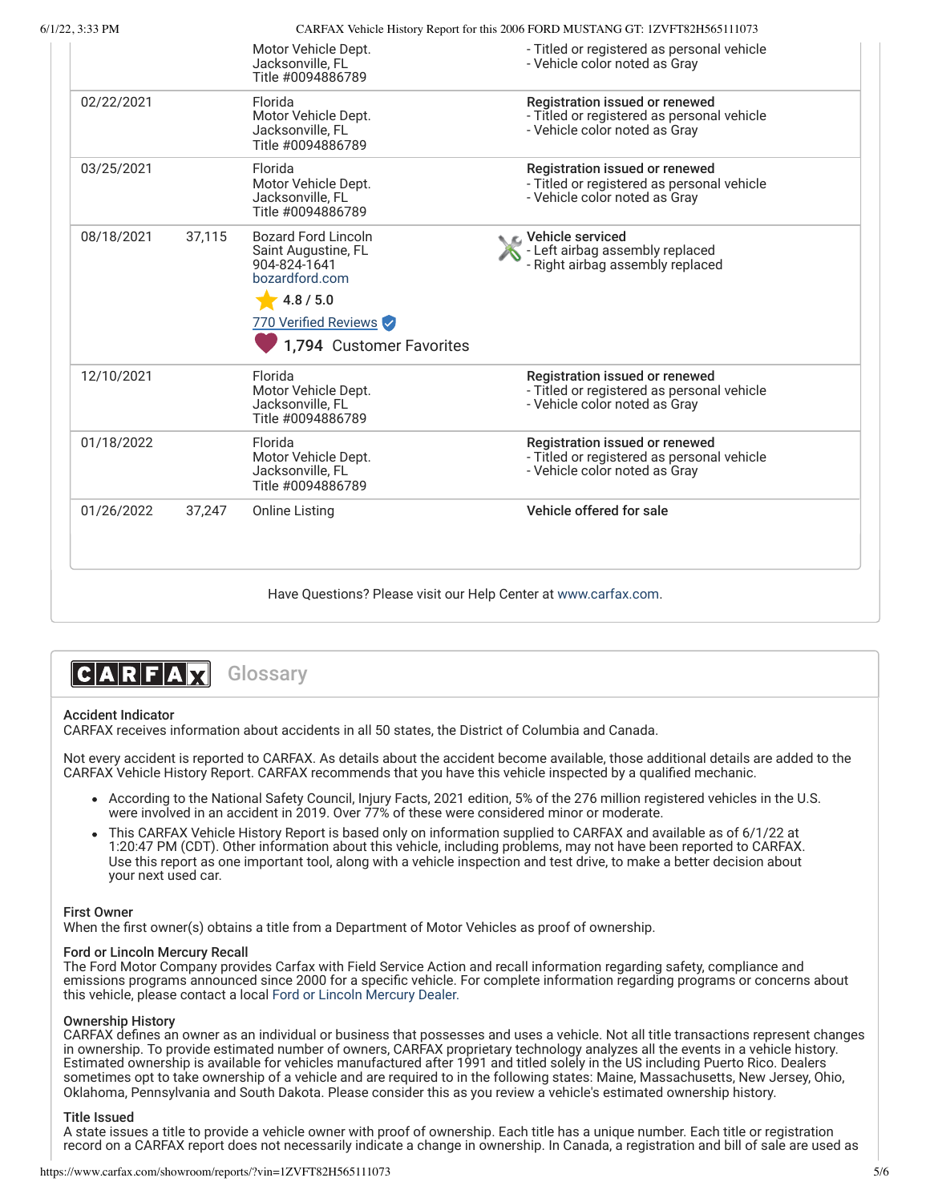| Date | Mileage | Source | Comments |
|---|---|---|---|
| | | Motor Vehicle Dept.<br>Jacksonville, FL<br>Title #0094886789 | - Titled or registered as personal vehicle<br>- Vehicle color noted as Gray |
| 02/22/2021 | | Florida<br>Motor Vehicle Dept.<br>Jacksonville, FL<br>Title #0094886789 | Registration issued or renewed<br>- Titled or registered as personal vehicle<br>- Vehicle color noted as Gray |
| 03/25/2021 | | Florida<br>Motor Vehicle Dept.<br>Jacksonville, FL<br>Title #0094886789 | Registration issued or renewed<br>- Titled or registered as personal vehicle<br>- Vehicle color noted as Gray |
| 08/18/2021 | 37,115 | Bozard Ford Lincoln<br>Saint Augustine, FL<br>904-824-1641<br>bozardford.com<br>4.8 / 5.0<br>770 Verified Reviews<br>1,794 Customer Favorites | Vehicle serviced<br>- Left airbag assembly replaced<br>- Right airbag assembly replaced |
| 12/10/2021 | | Florida<br>Motor Vehicle Dept.<br>Jacksonville, FL<br>Title #0094886789 | Registration issued or renewed<br>- Titled or registered as personal vehicle<br>- Vehicle color noted as Gray |
| 01/18/2022 | | Florida<br>Motor Vehicle Dept.<br>Jacksonville, FL<br>Title #0094886789 | Registration issued or renewed<br>- Titled or registered as personal vehicle<br>- Vehicle color noted as Gray |
| 01/26/2022 | 37,247 | Online Listing | Vehicle offered for sale |

Have Questions? Please visit our Help Center at www.carfax.com.

## CARFAX Glossary

**Accident Indicator**
CARFAX receives information about accidents in all 50 states, the District of Columbia and Canada.

Not every accident is reported to CARFAX. As details about the accident become available, those additional details are added to the CARFAX Vehicle History Report. CARFAX recommends that you have this vehicle inspected by a qualified mechanic.

- According to the National Safety Council, Injury Facts, 2021 edition, 5% of the 276 million registered vehicles in the U.S. were involved in an accident in 2019. Over 77% of these were considered minor or moderate.
- This CARFAX Vehicle History Report is based only on information supplied to CARFAX and available as of 6/1/22 at 1:20:47 PM (CDT). Other information about this vehicle, including problems, may not have been reported to CARFAX. Use this report as one important tool, along with a vehicle inspection and test drive, to make a better decision about your next used car.

**First Owner**
When the first owner(s) obtains a title from a Department of Motor Vehicles as proof of ownership.

**Ford or Lincoln Mercury Recall**
The Ford Motor Company provides Carfax with Field Service Action and recall information regarding safety, compliance and emissions programs announced since 2000 for a specific vehicle. For complete information regarding programs or concerns about this vehicle, please contact a local Ford or Lincoln Mercury Dealer.

**Ownership History**
CARFAX defines an owner as an individual or business that possesses and uses a vehicle. Not all title transactions represent changes in ownership. To provide estimated number of owners, CARFAX proprietary technology analyzes all the events in a vehicle history. Estimated ownership is available for vehicles manufactured after 1991 and titled solely in the US including Puerto Rico. Dealers sometimes opt to take ownership of a vehicle and are required to in the following states: Maine, Massachusetts, New Jersey, Ohio, Oklahoma, Pennsylvania and South Dakota. Please consider this as you review a vehicle's estimated ownership history.

**Title Issued**
A state issues a title to provide a vehicle owner with proof of ownership. Each title has a unique number. Each title or registration record on a CARFAX report does not necessarily indicate a change in ownership. In Canada, a registration and bill of sale are used as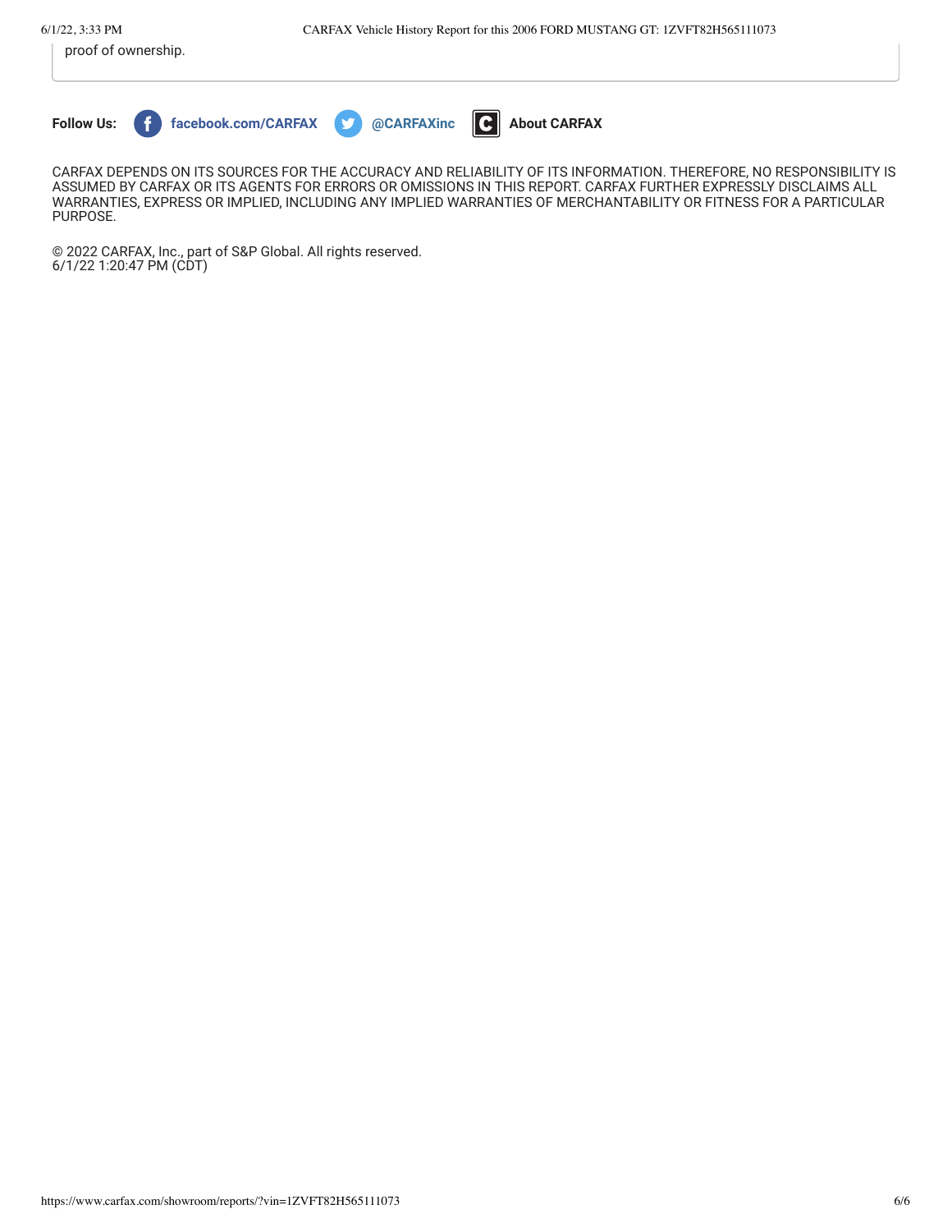proof of ownership.

**Follow Us:** **facebook.com/CARFAX** **@CARFAXinc** **About CARFAX**

CARFAX DEPENDS ON ITS SOURCES FOR THE ACCURACY AND RELIABILITY OF ITS INFORMATION. THEREFORE, NO RESPONSIBILITY IS ASSUMED BY CARFAX OR ITS AGENTS FOR ERRORS OR OMISSIONS IN THIS REPORT. CARFAX FURTHER EXPRESSLY DISCLAIMS ALL WARRANTIES, EXPRESS OR IMPLIED, INCLUDING ANY IMPLIED WARRANTIES OF MERCHANTABILITY OR FITNESS FOR A PARTICULAR PURPOSE.

© 2022 CARFAX, Inc., part of S&P Global. All rights reserved.
6/1/22 1:20:47 PM (CDT)